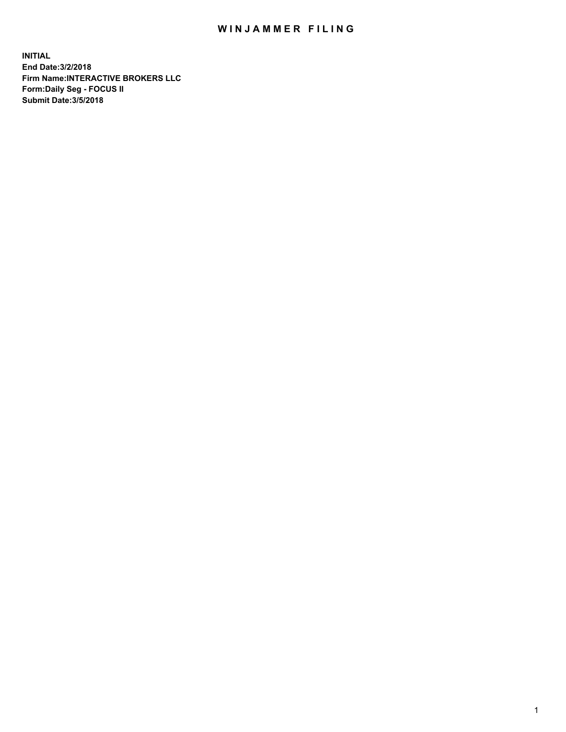# WINJAMMER FILING

**INITIAL**
**End Date:3/2/2018**
**Firm Name:INTERACTIVE BROKERS LLC**
**Form:Daily Seg - FOCUS II**
**Submit Date:3/5/2018**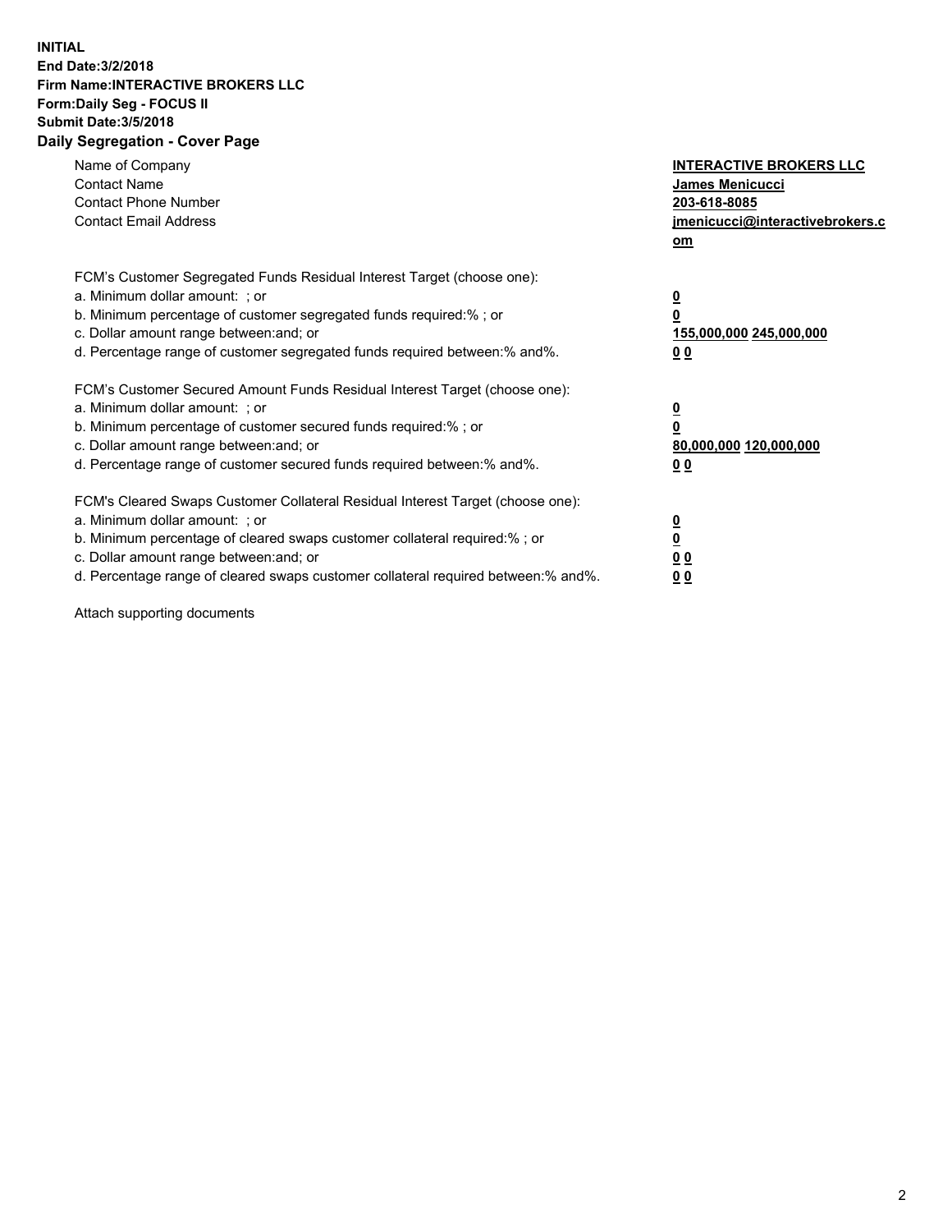**INITIAL**
**End Date:3/2/2018**
**Firm Name:INTERACTIVE BROKERS LLC**
**Form:Daily Seg - FOCUS II**
**Submit Date:3/5/2018**
**Daily Segregation - Cover Page**

| | |
|---|---|
| Name of Company | **INTERACTIVE BROKERS LLC** |
| Contact Name | **James Menicucci** |
| Contact Phone Number | **203-618-8085** |
| Contact Email Address | **jmenicucci@interactivebrokers.com** |

FCM's Customer Segregated Funds Residual Interest Target (choose one):

| | |
|---|---|
| a. Minimum dollar amount: ; or | **0** |
| b. Minimum percentage of customer segregated funds required:% ; or | **0** |
| c. Dollar amount range between:and; or | **155,000,000 245,000,000** |
| d. Percentage range of customer segregated funds required between:% and%. | **0 0** |

FCM's Customer Secured Amount Funds Residual Interest Target (choose one):

| | |
|---|---|
| a. Minimum dollar amount: ; or | **0** |
| b. Minimum percentage of customer secured funds required:% ; or | **0** |
| c. Dollar amount range between:and; or | **80,000,000 120,000,000** |
| d. Percentage range of customer secured funds required between:% and%. | **0 0** |

FCM's Cleared Swaps Customer Collateral Residual Interest Target (choose one):

| | |
|---|---|
| a. Minimum dollar amount: ; or | **0** |
| b. Minimum percentage of cleared swaps customer collateral required:% ; or | **0** |
| c. Dollar amount range between:and; or | **0 0** |
| d. Percentage range of cleared swaps customer collateral required between:% and%. | **0 0** |

Attach supporting documents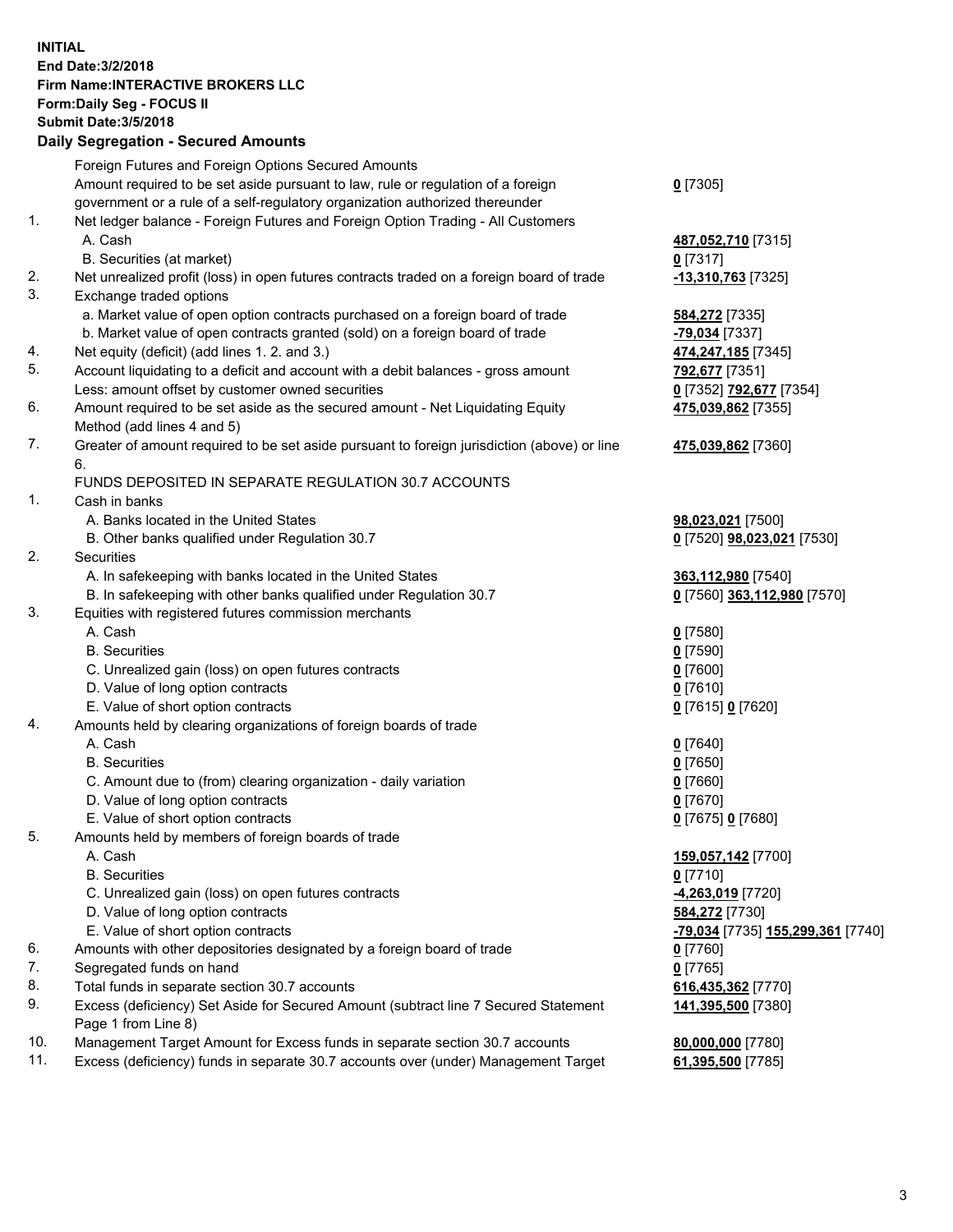**INITIAL**
**End Date:3/2/2018**
**Firm Name:INTERACTIVE BROKERS LLC**
**Form:Daily Seg - FOCUS II**
**Submit Date:3/5/2018**
**Daily Segregation - Secured Amounts**

| | | |
|---|---|---|
| | Foreign Futures and Foreign Options Secured Amounts | |
| | Amount required to be set aside pursuant to law, rule or regulation of a foreign government or a rule of a self-regulatory organization authorized thereunder | **0** [7305] |
| 1. | Net ledger balance - Foreign Futures and Foreign Option Trading - All Customers | |
| | A. Cash | **487,052,710** [7315] |
| | B. Securities (at market) | **0** [7317] |
| 2. | Net unrealized profit (loss) in open futures contracts traded on a foreign board of trade | **-13,310,763** [7325] |
| 3. | Exchange traded options | |
| | a. Market value of open option contracts purchased on a foreign board of trade | **584,272** [7335] |
| | b. Market value of open contracts granted (sold) on a foreign board of trade | **-79,034** [7337] |
| 4. | Net equity (deficit) (add lines 1. 2. and 3.) | **474,247,185** [7345] |
| 5. | Account liquidating to a deficit and account with a debit balances - gross amount | **792,677** [7351] |
| | Less: amount offset by customer owned securities | **0** [7352] **792,677** [7354] |
| 6. | Amount required to be set aside as the secured amount - Net Liquidating Equity Method (add lines 4 and 5) | **475,039,862** [7355] |
| 7. | Greater of amount required to be set aside pursuant to foreign jurisdiction (above) or line 6. | **475,039,862** [7360] |
| | FUNDS DEPOSITED IN SEPARATE REGULATION 30.7 ACCOUNTS | |
| 1. | Cash in banks | |
| | A. Banks located in the United States | **98,023,021** [7500] |
| | B. Other banks qualified under Regulation 30.7 | **0** [7520] **98,023,021** [7530] |
| 2. | Securities | |
| | A. In safekeeping with banks located in the United States | **363,112,980** [7540] |
| | B. In safekeeping with other banks qualified under Regulation 30.7 | **0** [7560] **363,112,980** [7570] |
| 3. | Equities with registered futures commission merchants | |
| | A. Cash | **0** [7580] |
| | B. Securities | **0** [7590] |
| | C. Unrealized gain (loss) on open futures contracts | **0** [7600] |
| | D. Value of long option contracts | **0** [7610] |
| | E. Value of short option contracts | **0** [7615] **0** [7620] |
| 4. | Amounts held by clearing organizations of foreign boards of trade | |
| | A. Cash | **0** [7640] |
| | B. Securities | **0** [7650] |
| | C. Amount due to (from) clearing organization - daily variation | **0** [7660] |
| | D. Value of long option contracts | **0** [7670] |
| | E. Value of short option contracts | **0** [7675] **0** [7680] |
| 5. | Amounts held by members of foreign boards of trade | |
| | A. Cash | **159,057,142** [7700] |
| | B. Securities | **0** [7710] |
| | C. Unrealized gain (loss) on open futures contracts | **-4,263,019** [7720] |
| | D. Value of long option contracts | **584,272** [7730] |
| | E. Value of short option contracts | **-79,034** [7735] **155,299,361** [7740] |
| 6. | Amounts with other depositories designated by a foreign board of trade | **0** [7760] |
| 7. | Segregated funds on hand | **0** [7765] |
| 8. | Total funds in separate section 30.7 accounts | **616,435,362** [7770] |
| 9. | Excess (deficiency) Set Aside for Secured Amount (subtract line 7 Secured Statement Page 1 from Line 8) | **141,395,500** [7380] |
| 10. | Management Target Amount for Excess funds in separate section 30.7 accounts | **80,000,000** [7780] |
| 11. | Excess (deficiency) funds in separate 30.7 accounts over (under) Management Target | **61,395,500** [7785] |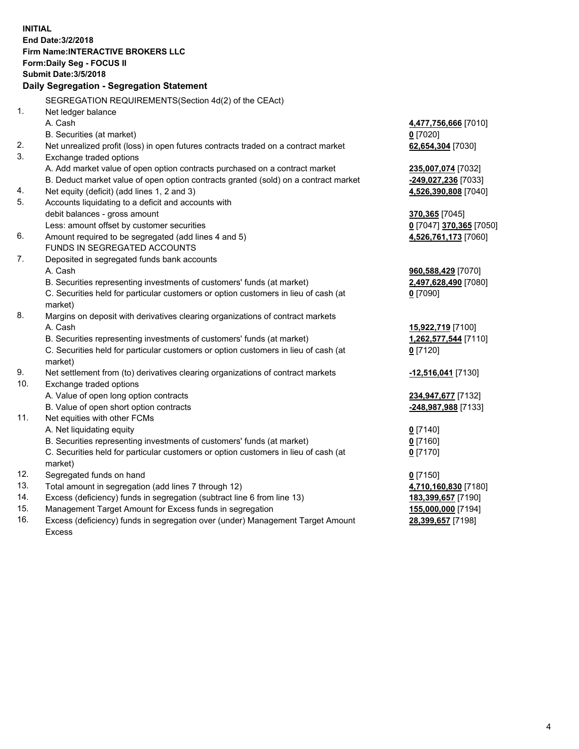**INITIAL**
**End Date:3/2/2018**
**Firm Name:INTERACTIVE BROKERS LLC**
**Form:Daily Seg - FOCUS II**
**Submit Date:3/5/2018**

**Daily Segregation - Segregation Statement**

SEGREGATION REQUIREMENTS(Section 4d(2) of the CEAct)

| | | |
|---|---|---|
| 1. | Net ledger balance | |
| | A. Cash | **4,477,756,666** [7010] |
| | B. Securities (at market) | **0** [7020] |
| 2. | Net unrealized profit (loss) in open futures contracts traded on a contract market | **62,654,304** [7030] |
| 3. | Exchange traded options | |
| | A. Add market value of open option contracts purchased on a contract market | **235,007,074** [7032] |
| | B. Deduct market value of open option contracts granted (sold) on a contract market | **-249,027,236** [7033] |
| 4. | Net equity (deficit) (add lines 1, 2 and 3) | **4,526,390,808** [7040] |
| 5. | Accounts liquidating to a deficit and accounts with debit balances - gross amount | **370,365** [7045] |
| | Less: amount offset by customer securities | **0** [7047] **370,365** [7050] |
| 6. | Amount required to be segregated (add lines 4 and 5) | **4,526,761,173** [7060] |
| | FUNDS IN SEGREGATED ACCOUNTS | |
| 7. | Deposited in segregated funds bank accounts | |
| | A. Cash | **960,588,429** [7070] |
| | B. Securities representing investments of customers' funds (at market) | **2,497,628,490** [7080] |
| | C. Securities held for particular customers or option customers in lieu of cash (at market) | **0** [7090] |
| 8. | Margins on deposit with derivatives clearing organizations of contract markets | |
| | A. Cash | **15,922,719** [7100] |
| | B. Securities representing investments of customers' funds (at market) | **1,262,577,544** [7110] |
| | C. Securities held for particular customers or option customers in lieu of cash (at market) | **0** [7120] |
| 9. | Net settlement from (to) derivatives clearing organizations of contract markets | **-12,516,041** [7130] |
| 10. | Exchange traded options | |
| | A. Value of open long option contracts | **234,947,677** [7132] |
| | B. Value of open short option contracts | **-248,987,988** [7133] |
| 11. | Net equities with other FCMs | |
| | A. Net liquidating equity | **0** [7140] |
| | B. Securities representing investments of customers' funds (at market) | **0** [7160] |
| | C. Securities held for particular customers or option customers in lieu of cash (at market) | **0** [7170] |
| 12. | Segregated funds on hand | **0** [7150] |
| 13. | Total amount in segregation (add lines 7 through 12) | **4,710,160,830** [7180] |
| 14. | Excess (deficiency) funds in segregation (subtract line 6 from line 13) | **183,399,657** [7190] |
| 15. | Management Target Amount for Excess funds in segregation | **155,000,000** [7194] |
| 16. | Excess (deficiency) funds in segregation over (under) Management Target Amount Excess | **28,399,657** [7198] |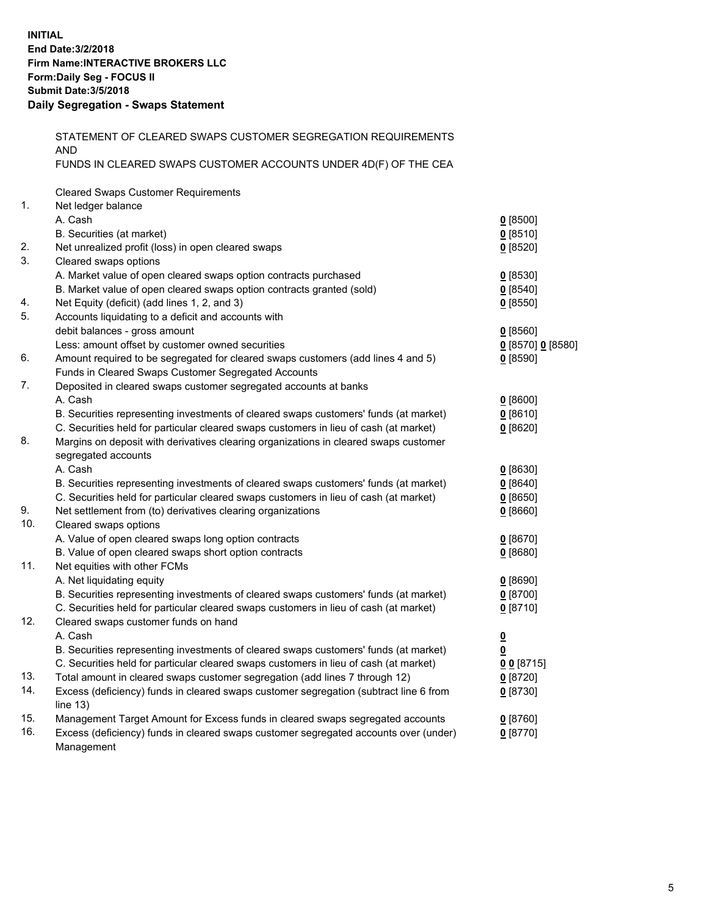**INITIAL**
**End Date:3/2/2018**
**Firm Name:INTERACTIVE BROKERS LLC**
**Form:Daily Seg - FOCUS II**
**Submit Date:3/5/2018**
**Daily Segregation - Swaps Statement**

STATEMENT OF CLEARED SWAPS CUSTOMER SEGREGATION REQUIREMENTS AND FUNDS IN CLEARED SWAPS CUSTOMER ACCOUNTS UNDER 4D(F) OF THE CEA

| | | |
|---|---|---|
| | Cleared Swaps Customer Requirements | |
| 1. | Net ledger balance | |
| | A. Cash | 0 [8500] |
| | B. Securities (at market) | 0 [8510] |
| 2. | Net unrealized profit (loss) in open cleared swaps | 0 [8520] |
| 3. | Cleared swaps options | |
| | A. Market value of open cleared swaps option contracts purchased | 0 [8530] |
| | B. Market value of open cleared swaps option contracts granted (sold) | 0 [8540] |
| 4. | Net Equity (deficit) (add lines 1, 2, and 3) | 0 [8550] |
| 5. | Accounts liquidating to a deficit and accounts with | |
| | debit balances - gross amount | 0 [8560] |
| | Less: amount offset by customer owned securities | 0 [8570] 0 [8580] |
| 6. | Amount required to be segregated for cleared swaps customers (add lines 4 and 5) | 0 [8590] |
| | Funds in Cleared Swaps Customer Segregated Accounts | |
| 7. | Deposited in cleared swaps customer segregated accounts at banks | |
| | A. Cash | 0 [8600] |
| | B. Securities representing investments of cleared swaps customers' funds (at market) | 0 [8610] |
| | C. Securities held for particular cleared swaps customers in lieu of cash (at market) | 0 [8620] |
| 8. | Margins on deposit with derivatives clearing organizations in cleared swaps customer segregated accounts | |
| | A. Cash | 0 [8630] |
| | B. Securities representing investments of cleared swaps customers' funds (at market) | 0 [8640] |
| | C. Securities held for particular cleared swaps customers in lieu of cash (at market) | 0 [8650] |
| 9. | Net settlement from (to) derivatives clearing organizations | 0 [8660] |
| 10. | Cleared swaps options | |
| | A. Value of open cleared swaps long option contracts | 0 [8670] |
| | B. Value of open cleared swaps short option contracts | 0 [8680] |
| 11. | Net equities with other FCMs | |
| | A. Net liquidating equity | 0 [8690] |
| | B. Securities representing investments of cleared swaps customers' funds (at market) | 0 [8700] |
| | C. Securities held for particular cleared swaps customers in lieu of cash (at market) | 0 [8710] |
| 12. | Cleared swaps customer funds on hand | |
| | A. Cash | 0 |
| | B. Securities representing investments of cleared swaps customers' funds (at market) | 0 |
| | C. Securities held for particular cleared swaps customers in lieu of cash (at market) | 0 0 [8715] |
| 13. | Total amount in cleared swaps customer segregation (add lines 7 through 12) | 0 [8720] |
| 14. | Excess (deficiency) funds in cleared swaps customer segregation (subtract line 6 from line 13) | 0 [8730] |
| 15. | Management Target Amount for Excess funds in cleared swaps segregated accounts | 0 [8760] |
| 16. | Excess (deficiency) funds in cleared swaps customer segregated accounts over (under) Management | 0 [8770] |